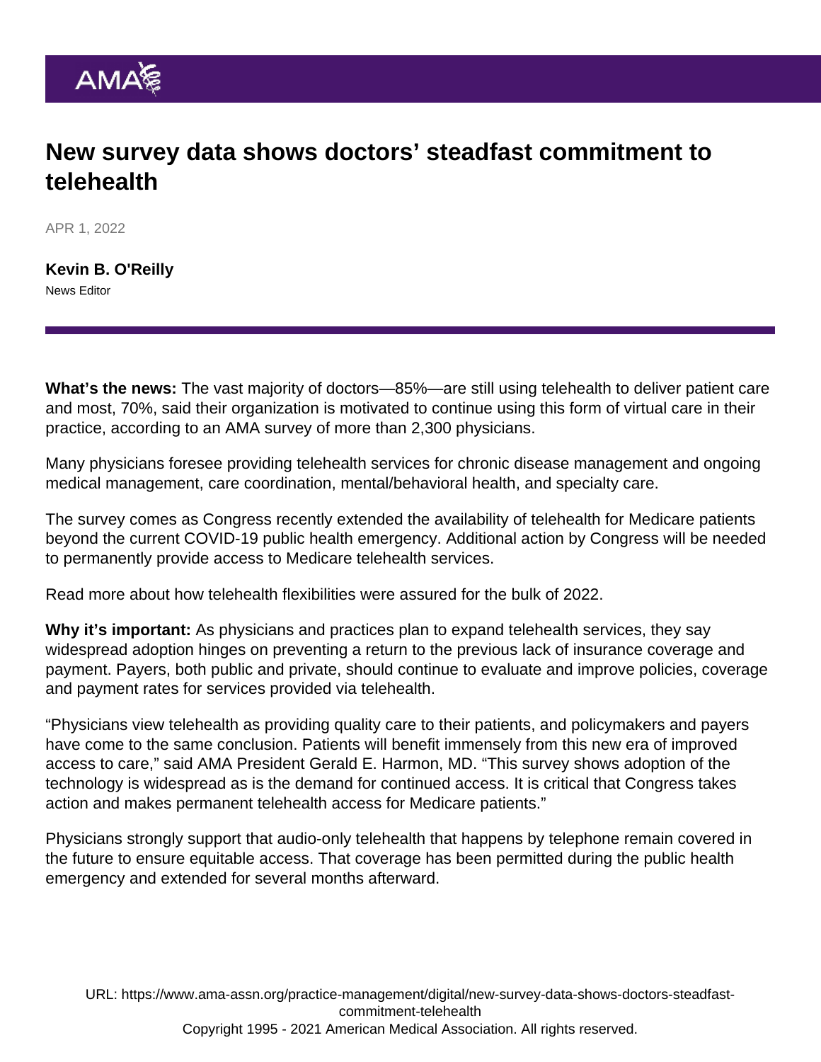# New survey data shows doctors' steadfast commitment to telehealth

APR 1, 2022

**Kevin B. O'Reilly**
News Editor

**What's the news:** The vast majority of doctors—85%—are still using telehealth to deliver patient care and most, 70%, said their organization is motivated to continue using this form of virtual care in their practice, according to an AMA survey of more than 2,300 physicians.

Many physicians foresee providing telehealth services for chronic disease management and ongoing medical management, care coordination, mental/behavioral health, and specialty care.

The survey comes as Congress recently extended the availability of telehealth for Medicare patients beyond the current COVID-19 public health emergency. Additional action by Congress will be needed to permanently provide access to Medicare telehealth services.

Read more about how telehealth flexibilities were assured for the bulk of 2022.

**Why it's important:** As physicians and practices plan to expand telehealth services, they say widespread adoption hinges on preventing a return to the previous lack of insurance coverage and payment. Payers, both public and private, should continue to evaluate and improve policies, coverage and payment rates for services provided via telehealth.

"Physicians view telehealth as providing quality care to their patients, and policymakers and payers have come to the same conclusion. Patients will benefit immensely from this new era of improved access to care," said AMA President Gerald E. Harmon, MD. "This survey shows adoption of the technology is widespread as is the demand for continued access. It is critical that Congress takes action and makes permanent telehealth access for Medicare patients."

Physicians strongly support that audio-only telehealth that happens by telephone remain covered in the future to ensure equitable access. That coverage has been permitted during the public health emergency and extended for several months afterward.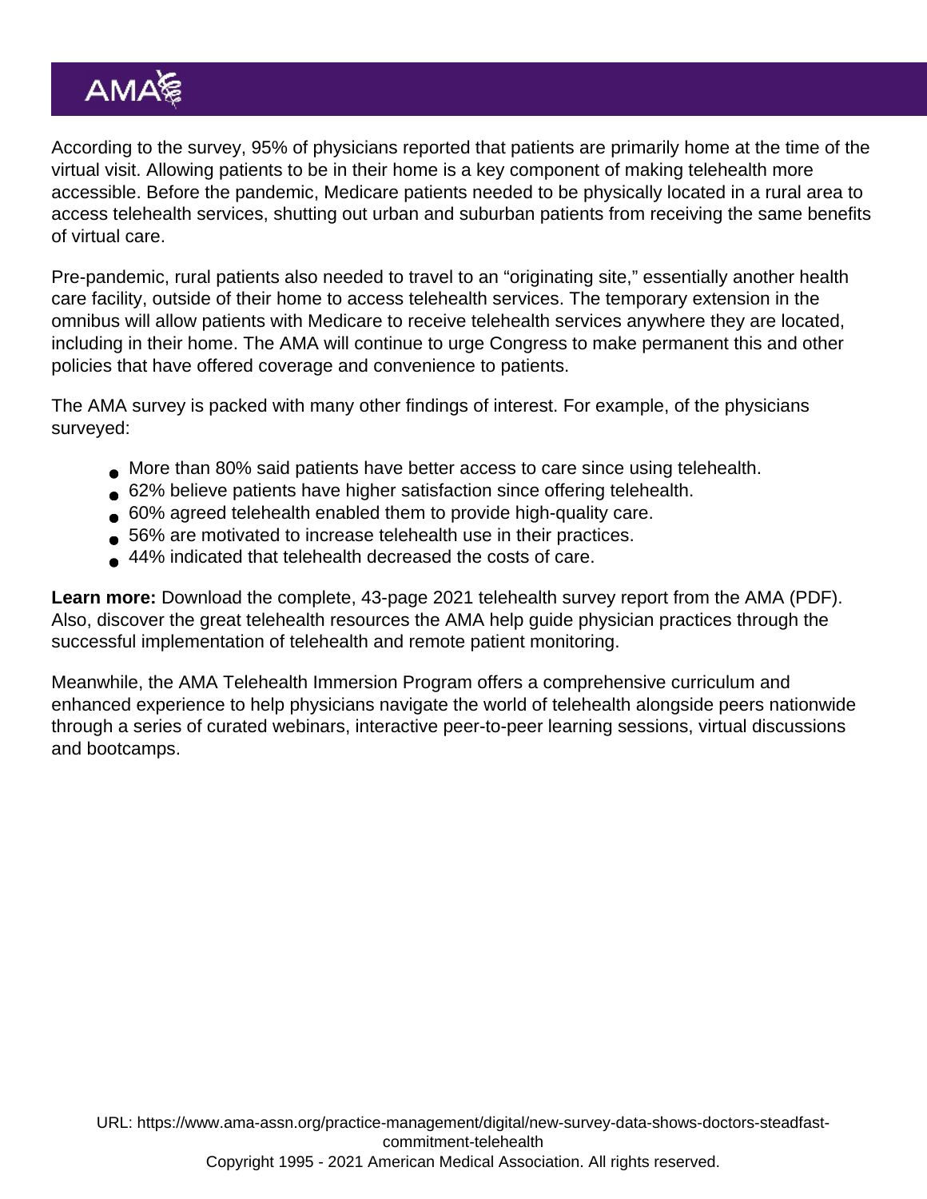According to the survey, 95% of physicians reported that patients are primarily home at the time of the virtual visit. Allowing patients to be in their home is a key component of making telehealth more accessible. Before the pandemic, Medicare patients needed to be physically located in a rural area to access telehealth services, shutting out urban and suburban patients from receiving the same benefits of virtual care.

Pre-pandemic, rural patients also needed to travel to an "originating site," essentially another health care facility, outside of their home to access telehealth services. The temporary extension in the omnibus will allow patients with Medicare to receive telehealth services anywhere they are located, including in their home. The AMA will continue to urge Congress to make permanent this and other policies that have offered coverage and convenience to patients.

The AMA survey is packed with many other findings of interest. For example, of the physicians surveyed:

- More than 80% said patients have better access to care since using telehealth.
- 62% believe patients have higher satisfaction since offering telehealth.
- 60% agreed telehealth enabled them to provide high-quality care.
- 56% are motivated to increase telehealth use in their practices.
- 44% indicated that telehealth decreased the costs of care.

**Learn more:** Download the complete, 43-page 2021 telehealth survey report from the AMA (PDF). Also, discover the great telehealth resources the AMA help guide physician practices through the successful implementation of telehealth and remote patient monitoring.

Meanwhile, the AMA Telehealth Immersion Program offers a comprehensive curriculum and enhanced experience to help physicians navigate the world of telehealth alongside peers nationwide through a series of curated webinars, interactive peer-to-peer learning sessions, virtual discussions and bootcamps.